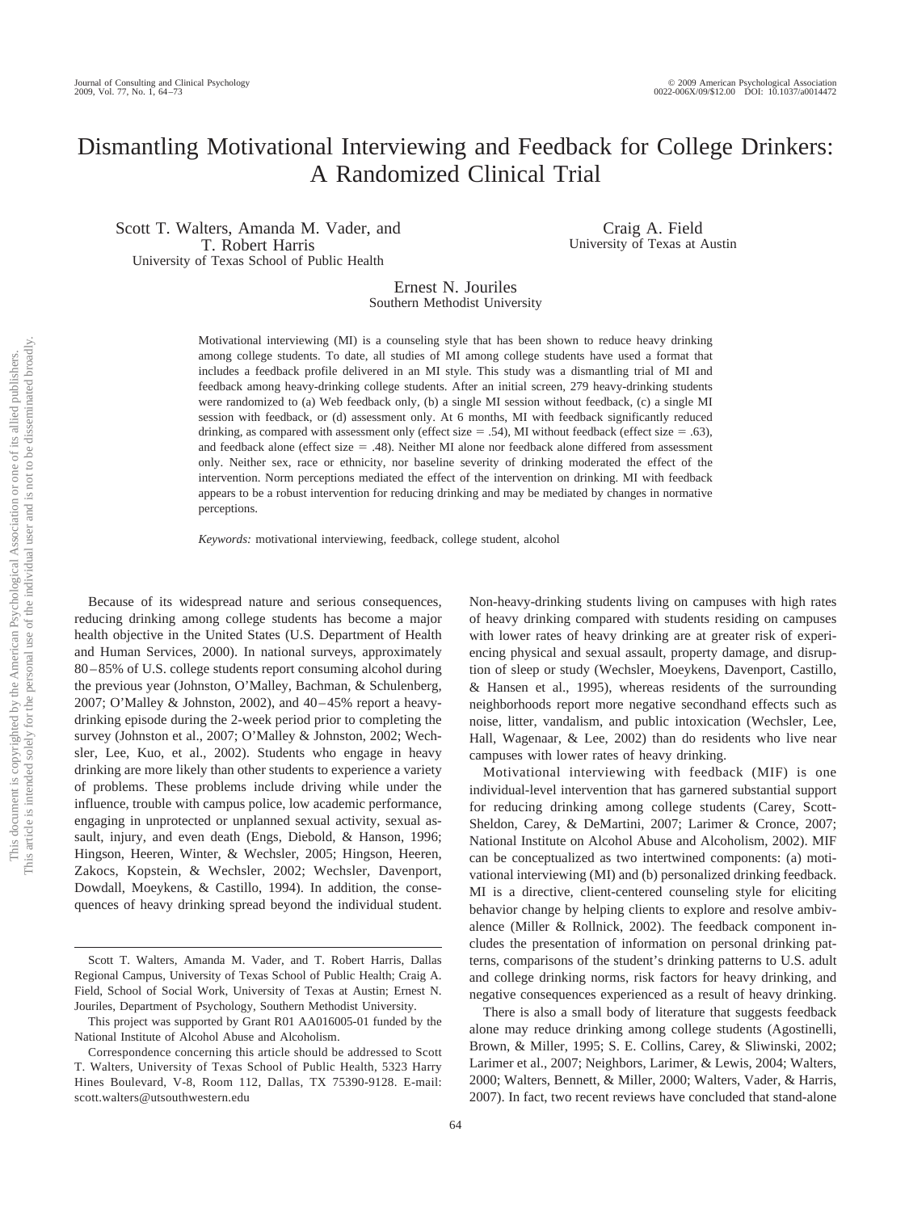# Dismantling Motivational Interviewing and Feedback for College Drinkers: A Randomized Clinical Trial

Scott T. Walters, Amanda M. Vader, and T. Robert Harris
University of Texas School of Public Health

Craig A. Field
University of Texas at Austin

Ernest N. Jouriles
Southern Methodist University

Motivational interviewing (MI) is a counseling style that has been shown to reduce heavy drinking among college students. To date, all studies of MI among college students have used a format that includes a feedback profile delivered in an MI style. This study was a dismantling trial of MI and feedback among heavy-drinking college students. After an initial screen, 279 heavy-drinking students were randomized to (a) Web feedback only, (b) a single MI session without feedback, (c) a single MI session with feedback, or (d) assessment only. At 6 months, MI with feedback significantly reduced drinking, as compared with assessment only (effect size = .54), MI without feedback (effect size = .63), and feedback alone (effect size = .48). Neither MI alone nor feedback alone differed from assessment only. Neither sex, race or ethnicity, nor baseline severity of drinking moderated the effect of the intervention. Norm perceptions mediated the effect of the intervention on drinking. MI with feedback appears to be a robust intervention for reducing drinking and may be mediated by changes in normative perceptions.

*Keywords:* motivational interviewing, feedback, college student, alcohol

Because of its widespread nature and serious consequences, reducing drinking among college students has become a major health objective in the United States (U.S. Department of Health and Human Services, 2000). In national surveys, approximately 80–85% of U.S. college students report consuming alcohol during the previous year (Johnston, O'Malley, Bachman, & Schulenberg, 2007; O'Malley & Johnston, 2002), and 40–45% report a heavy-drinking episode during the 2-week period prior to completing the survey (Johnston et al., 2007; O'Malley & Johnston, 2002; Wechsler, Lee, Kuo, et al., 2002). Students who engage in heavy drinking are more likely than other students to experience a variety of problems. These problems include driving while under the influence, trouble with campus police, low academic performance, engaging in unprotected or unplanned sexual activity, sexual assault, injury, and even death (Engs, Diebold, & Hanson, 1996; Hingson, Heeren, Winter, & Wechsler, 2005; Hingson, Heeren, Zakocs, Kopstein, & Wechsler, 2002; Wechsler, Davenport, Dowdall, Moeykens, & Castillo, 1994). In addition, the consequences of heavy drinking spread beyond the individual student. Non-heavy-drinking students living on campuses with high rates of heavy drinking compared with students residing on campuses with lower rates of heavy drinking are at greater risk of experiencing physical and sexual assault, property damage, and disruption of sleep or study (Wechsler, Moeykens, Davenport, Castillo, & Hansen et al., 1995), whereas residents of the surrounding neighborhoods report more negative secondhand effects such as noise, litter, vandalism, and public intoxication (Wechsler, Lee, Hall, Wagenaar, & Lee, 2002) than do residents who live near campuses with lower rates of heavy drinking.

Motivational interviewing with feedback (MIF) is one individual-level intervention that has garnered substantial support for reducing drinking among college students (Carey, Scott-Sheldon, Carey, & DeMartini, 2007; Larimer & Cronce, 2007; National Institute on Alcohol Abuse and Alcoholism, 2002). MIF can be conceptualized as two intertwined components: (a) motivational interviewing (MI) and (b) personalized drinking feedback. MI is a directive, client-centered counseling style for eliciting behavior change by helping clients to explore and resolve ambivalence (Miller & Rollnick, 2002). The feedback component includes the presentation of information on personal drinking patterns, comparisons of the student's drinking patterns to U.S. adult and college drinking norms, risk factors for heavy drinking, and negative consequences experienced as a result of heavy drinking.

There is also a small body of literature that suggests feedback alone may reduce drinking among college students (Agostinelli, Brown, & Miller, 1995; S. E. Collins, Carey, & Sliwinski, 2002; Larimer et al., 2007; Neighbors, Larimer, & Lewis, 2004; Walters, 2000; Walters, Bennett, & Miller, 2000; Walters, Vader, & Harris, 2007). In fact, two recent reviews have concluded that stand-alone

---

Scott T. Walters, Amanda M. Vader, and T. Robert Harris, Dallas Regional Campus, University of Texas School of Public Health; Craig A. Field, School of Social Work, University of Texas at Austin; Ernest N. Jouriles, Department of Psychology, Southern Methodist University.

This project was supported by Grant R01 AA016005-01 funded by the National Institute of Alcohol Abuse and Alcoholism.

Correspondence concerning this article should be addressed to Scott T. Walters, University of Texas School of Public Health, 5323 Harry Hines Boulevard, V-8, Room 112, Dallas, TX 75390-9128. E-mail: scott.walters@utsouthwestern.edu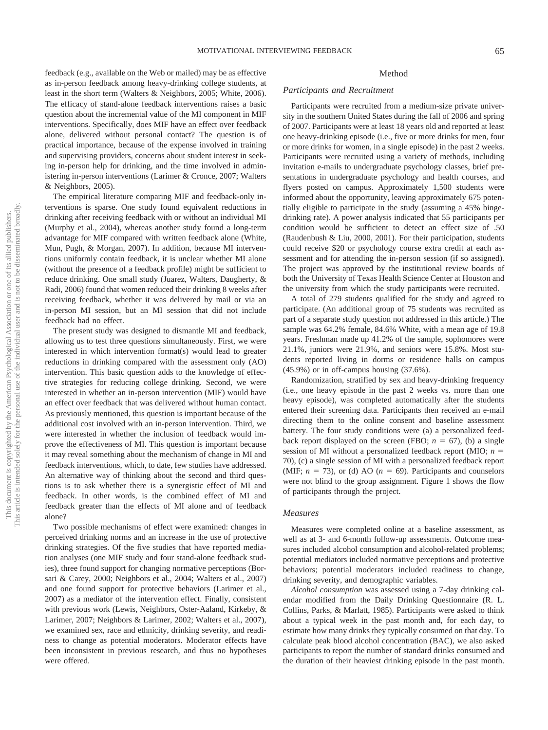feedback (e.g., available on the Web or mailed) may be as effective as in-person feedback among heavy-drinking college students, at least in the short term (Walters & Neighbors, 2005; White, 2006). The efficacy of stand-alone feedback interventions raises a basic question about the incremental value of the MI component in MIF interventions. Specifically, does MIF have an effect over feedback alone, delivered without personal contact? The question is of practical importance, because of the expense involved in training and supervising providers, concerns about student interest in seeking in-person help for drinking, and the time involved in administering in-person interventions (Larimer & Cronce, 2007; Walters & Neighbors, 2005).

The empirical literature comparing MIF and feedback-only interventions is sparse. One study found equivalent reductions in drinking after receiving feedback with or without an individual MI (Murphy et al., 2004), whereas another study found a long-term advantage for MIF compared with written feedback alone (White, Mun, Pugh, & Morgan, 2007). In addition, because MI interventions uniformly contain feedback, it is unclear whether MI alone (without the presence of a feedback profile) might be sufficient to reduce drinking. One small study (Juarez, Walters, Daugherty, & Radi, 2006) found that women reduced their drinking 8 weeks after receiving feedback, whether it was delivered by mail or via an in-person MI session, but an MI session that did not include feedback had no effect.

The present study was designed to dismantle MI and feedback, allowing us to test three questions simultaneously. First, we were interested in which intervention format(s) would lead to greater reductions in drinking compared with the assessment only (AO) intervention. This basic question adds to the knowledge of effective strategies for reducing college drinking. Second, we were interested in whether an in-person intervention (MIF) would have an effect over feedback that was delivered without human contact. As previously mentioned, this question is important because of the additional cost involved with an in-person intervention. Third, we were interested in whether the inclusion of feedback would improve the effectiveness of MI. This question is important because it may reveal something about the mechanism of change in MI and feedback interventions, which, to date, few studies have addressed. An alternative way of thinking about the second and third questions is to ask whether there is a synergistic effect of MI and feedback. In other words, is the combined effect of MI and feedback greater than the effects of MI alone and of feedback alone?

Two possible mechanisms of effect were examined: changes in perceived drinking norms and an increase in the use of protective drinking strategies. Of the five studies that have reported mediation analyses (one MIF study and four stand-alone feedback studies), three found support for changing normative perceptions (Borsari & Carey, 2000; Neighbors et al., 2004; Walters et al., 2007) and one found support for protective behaviors (Larimer et al., 2007) as a mediator of the intervention effect. Finally, consistent with previous work (Lewis, Neighbors, Oster-Aaland, Kirkeby, & Larimer, 2007; Neighbors & Larimer, 2002; Walters et al., 2007), we examined sex, race and ethnicity, drinking severity, and readiness to change as potential moderators. Moderator effects have been inconsistent in previous research, and thus no hypotheses were offered.

# Method

## Participants and Recruitment

Participants were recruited from a medium-size private university in the southern United States during the fall of 2006 and spring of 2007. Participants were at least 18 years old and reported at least one heavy-drinking episode (i.e., five or more drinks for men, four or more drinks for women, in a single episode) in the past 2 weeks. Participants were recruited using a variety of methods, including invitation e-mails to undergraduate psychology classes, brief presentations in undergraduate psychology and health courses, and flyers posted on campus. Approximately 1,500 students were informed about the opportunity, leaving approximately 675 potentially eligible to participate in the study (assuming a 45% binge-drinking rate). A power analysis indicated that 55 participants per condition would be sufficient to detect an effect size of .50 (Raudenbush & Liu, 2000, 2001). For their participation, students could receive $20 or psychology course extra credit at each assessment and for attending the in-person session (if so assigned). The project was approved by the institutional review boards of both the University of Texas Health Science Center at Houston and the university from which the study participants were recruited.

A total of 279 students qualified for the study and agreed to participate. (An additional group of 75 students was recruited as part of a separate study question not addressed in this article.) The sample was 64.2% female, 84.6% White, with a mean age of 19.8 years. Freshman made up 41.2% of the sample, sophomores were 21.1%, juniors were 21.9%, and seniors were 15.8%. Most students reported living in dorms or residence halls on campus (45.9%) or in off-campus housing (37.6%).

Randomization, stratified by sex and heavy-drinking frequency (i.e., one heavy episode in the past 2 weeks vs. more than one heavy episode), was completed automatically after the students entered their screening data. Participants then received an e-mail directing them to the online consent and baseline assessment battery. The four study conditions were (a) a personalized feedback report displayed on the screen (FBO; $n = 67$), (b) a single session of MI without a personalized feedback report (MIO; $n = 70$), (c) a single session of MI with a personalized feedback report (MIF; $n = 73$), or (d) AO ($n = 69$). Participants and counselors were not blind to the group assignment. Figure 1 shows the flow of participants through the project.

## Measures

Measures were completed online at a baseline assessment, as well as at 3- and 6-month follow-up assessments. Outcome measures included alcohol consumption and alcohol-related problems; potential mediators included normative perceptions and protective behaviors; potential moderators included readiness to change, drinking severity, and demographic variables.

*Alcohol consumption* was assessed using a 7-day drinking calendar modified from the Daily Drinking Questionnaire (R. L. Collins, Parks, & Marlatt, 1985). Participants were asked to think about a typical week in the past month and, for each day, to estimate how many drinks they typically consumed on that day. To calculate peak blood alcohol concentration (BAC), we also asked participants to report the number of standard drinks consumed and the duration of their heaviest drinking episode in the past month.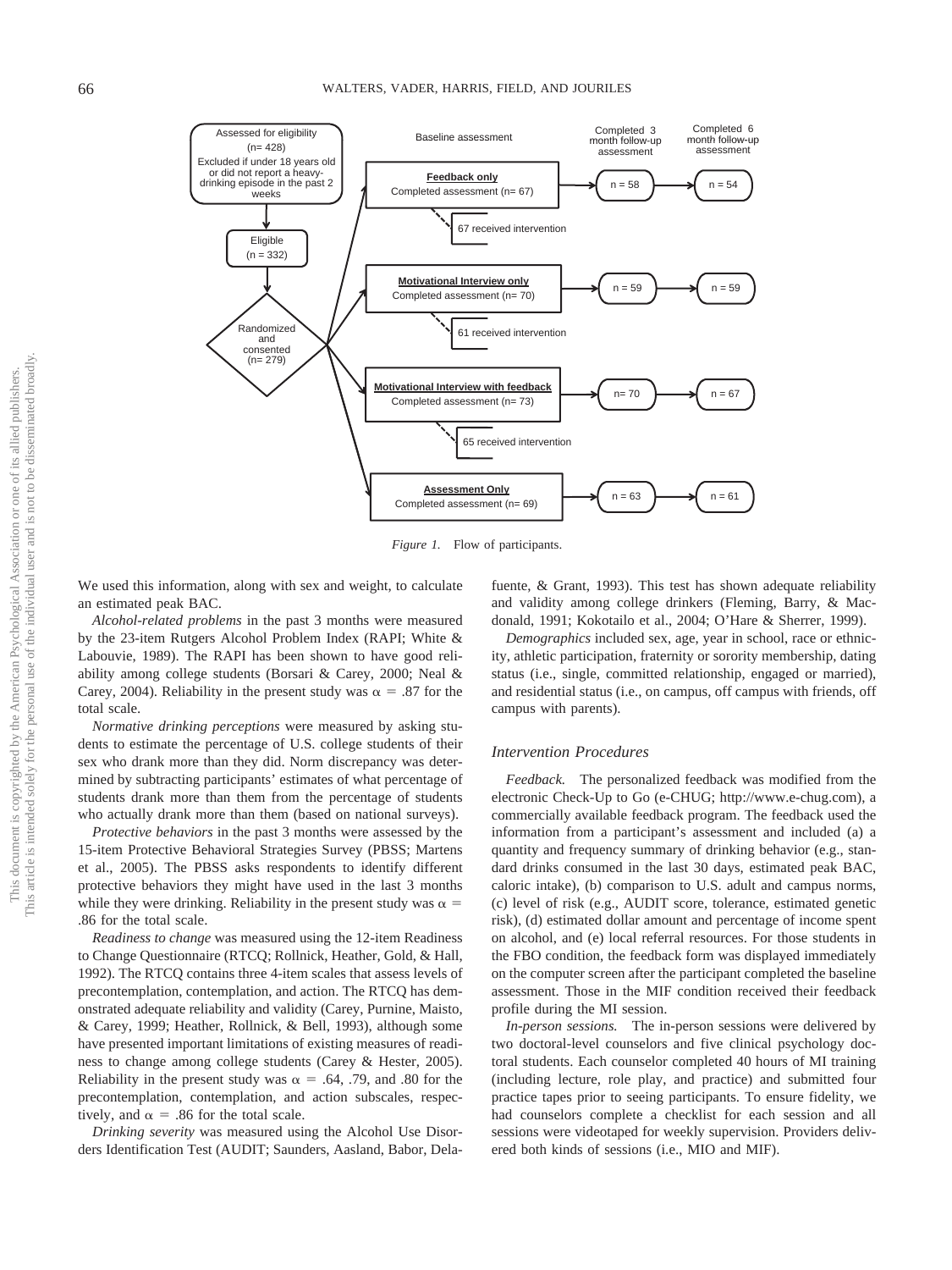*Figure 1.* Flow of participants.

We used this information, along with sex and weight, to calculate an estimated peak BAC.

*Alcohol-related problems* in the past 3 months were measured by the 23-item Rutgers Alcohol Problem Index (RAPI; White & Labouvie, 1989). The RAPI has been shown to have good reliability among college students (Borsari & Carey, 2000; Neal & Carey, 2004). Reliability in the present study was $\alpha$ = .87 for the total scale.

*Normative drinking perceptions* were measured by asking students to estimate the percentage of U.S. college students of their sex who drank more than they did. Norm discrepancy was determined by subtracting participants' estimates of what percentage of students drank more than them from the percentage of students who actually drank more than them (based on national surveys).

*Protective behaviors* in the past 3 months were assessed by the 15-item Protective Behavioral Strategies Survey (PBSS; Martens et al., 2005). The PBSS asks respondents to identify different protective behaviors they might have used in the last 3 months while they were drinking. Reliability in the present study was $\alpha$ = .86 for the total scale.

*Readiness to change* was measured using the 12-item Readiness to Change Questionnaire (RTCQ; Rollnick, Heather, Gold, & Hall, 1992). The RTCQ contains three 4-item scales that assess levels of precontemplation, contemplation, and action. The RTCQ has demonstrated adequate reliability and validity (Carey, Purnine, Maisto, & Carey, 1999; Heather, Rollnick, & Bell, 1993), although some have presented important limitations of existing measures of readiness to change among college students (Carey & Hester, 2005). Reliability in the present study was $\alpha$ = .64, .79, and .80 for the precontemplation, contemplation, and action subscales, respectively, and $\alpha$ = .86 for the total scale.

*Drinking severity* was measured using the Alcohol Use Disorders Identification Test (AUDIT; Saunders, Aasland, Babor, Delafuente, & Grant, 1993). This test has shown adequate reliability and validity among college drinkers (Fleming, Barry, & Macdonald, 1991; Kokotailo et al., 2004; O'Hare & Sherrer, 1999).

*Demographics* included sex, age, year in school, race or ethnicity, athletic participation, fraternity or sorority membership, dating status (i.e., single, committed relationship, engaged or married), and residential status (i.e., on campus, off campus with friends, off campus with parents).

### Intervention Procedures

*Feedback.* The personalized feedback was modified from the electronic Check-Up to Go (e-CHUG; http://www.e-chug.com), a commercially available feedback program. The feedback used the information from a participant's assessment and included (a) a quantity and frequency summary of drinking behavior (e.g., standard drinks consumed in the last 30 days, estimated peak BAC, caloric intake), (b) comparison to U.S. adult and campus norms, (c) level of risk (e.g., AUDIT score, tolerance, estimated genetic risk), (d) estimated dollar amount and percentage of income spent on alcohol, and (e) local referral resources. For those students in the FBO condition, the feedback form was displayed immediately on the computer screen after the participant completed the baseline assessment. Those in the MIF condition received their feedback profile during the MI session.

*In-person sessions.* The in-person sessions were delivered by two doctoral-level counselors and five clinical psychology doctoral students. Each counselor completed 40 hours of MI training (including lecture, role play, and practice) and submitted four practice tapes prior to seeing participants. To ensure fidelity, we had counselors complete a checklist for each session and all sessions were videotaped for weekly supervision. Providers delivered both kinds of sessions (i.e., MIO and MIF).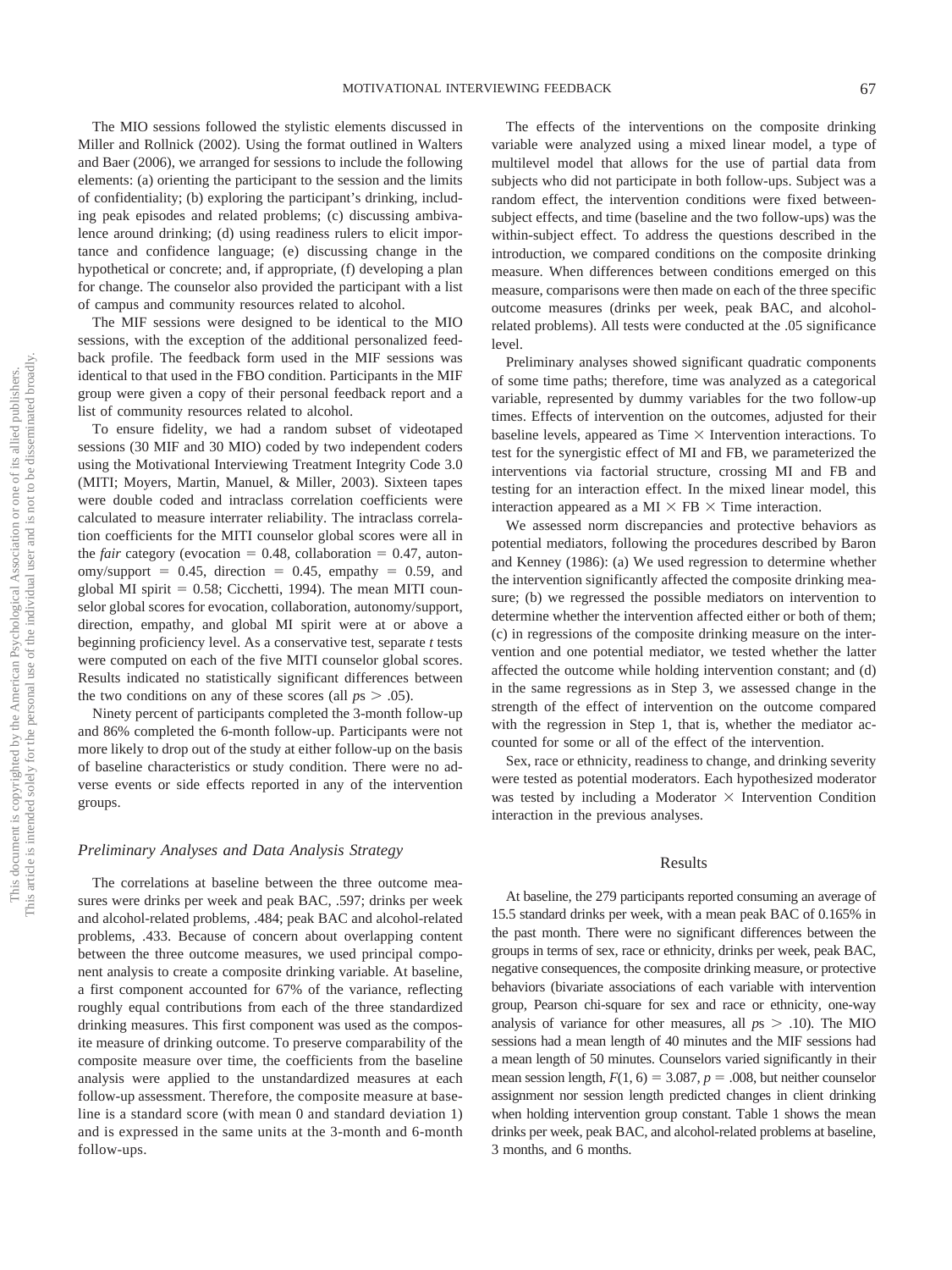The MIO sessions followed the stylistic elements discussed in Miller and Rollnick (2002). Using the format outlined in Walters and Baer (2006), we arranged for sessions to include the following elements: (a) orienting the participant to the session and the limits of confidentiality; (b) exploring the participant's drinking, including peak episodes and related problems; (c) discussing ambivalence around drinking; (d) using readiness rulers to elicit importance and confidence language; (e) discussing change in the hypothetical or concrete; and, if appropriate, (f) developing a plan for change. The counselor also provided the participant with a list of campus and community resources related to alcohol.

The MIF sessions were designed to be identical to the MIO sessions, with the exception of the additional personalized feedback profile. The feedback form used in the MIF sessions was identical to that used in the FBO condition. Participants in the MIF group were given a copy of their personal feedback report and a list of community resources related to alcohol.

To ensure fidelity, we had a random subset of videotaped sessions (30 MIF and 30 MIO) coded by two independent coders using the Motivational Interviewing Treatment Integrity Code 3.0 (MITI; Moyers, Martin, Manuel, & Miller, 2003). Sixteen tapes were double coded and intraclass correlation coefficients were calculated to measure interrater reliability. The intraclass correlation coefficients for the MITI counselor global scores were all in the *fair* category (evocation = 0.48, collaboration = 0.47, autonomy/support = 0.45, direction = 0.45, empathy = 0.59, and global MI spirit = 0.58; Cicchetti, 1994). The mean MITI counselor global scores for evocation, collaboration, autonomy/support, direction, empathy, and global MI spirit were at or above a beginning proficiency level. As a conservative test, separate *t* tests were computed on each of the five MITI counselor global scores. Results indicated no statistically significant differences between the two conditions on any of these scores (all $ps > .05$).

Ninety percent of participants completed the 3-month follow-up and 86% completed the 6-month follow-up. Participants were not more likely to drop out of the study at either follow-up on the basis of baseline characteristics or study condition. There were no adverse events or side effects reported in any of the intervention groups.

### *Preliminary Analyses and Data Analysis Strategy*

The correlations at baseline between the three outcome measures were drinks per week and peak BAC, .597; drinks per week and alcohol-related problems, .484; peak BAC and alcohol-related problems, .433. Because of concern about overlapping content between the three outcome measures, we used principal component analysis to create a composite drinking variable. At baseline, a first component accounted for 67% of the variance, reflecting roughly equal contributions from each of the three standardized drinking measures. This first component was used as the composite measure of drinking outcome. To preserve comparability of the composite measure over time, the coefficients from the baseline analysis were applied to the unstandardized measures at each follow-up assessment. Therefore, the composite measure at baseline is a standard score (with mean 0 and standard deviation 1) and is expressed in the same units at the 3-month and 6-month follow-ups.

The effects of the interventions on the composite drinking variable were analyzed using a mixed linear model, a type of multilevel model that allows for the use of partial data from subjects who did not participate in both follow-ups. Subject was a random effect, the intervention conditions were fixed between-subject effects, and time (baseline and the two follow-ups) was the within-subject effect. To address the questions described in the introduction, we compared conditions on the composite drinking measure. When differences between conditions emerged on this measure, comparisons were then made on each of the three specific outcome measures (drinks per week, peak BAC, and alcohol-related problems). All tests were conducted at the .05 significance level.

Preliminary analyses showed significant quadratic components of some time paths; therefore, time was analyzed as a categorical variable, represented by dummy variables for the two follow-up times. Effects of intervention on the outcomes, adjusted for their baseline levels, appeared as Time × Intervention interactions. To test for the synergistic effect of MI and FB, we parameterized the interventions via factorial structure, crossing MI and FB and testing for an interaction effect. In the mixed linear model, this interaction appeared as a MI × FB × Time interaction.

We assessed norm discrepancies and protective behaviors as potential mediators, following the procedures described by Baron and Kenney (1986): (a) We used regression to determine whether the intervention significantly affected the composite drinking measure; (b) we regressed the possible mediators on intervention to determine whether the intervention affected either or both of them; (c) in regressions of the composite drinking measure on the intervention and one potential mediator, we tested whether the latter affected the outcome while holding intervention constant; and (d) in the same regressions as in Step 3, we assessed change in the strength of the effect of intervention on the outcome compared with the regression in Step 1, that is, whether the mediator accounted for some or all of the effect of the intervention.

Sex, race or ethnicity, readiness to change, and drinking severity were tested as potential moderators. Each hypothesized moderator was tested by including a Moderator × Intervention Condition interaction in the previous analyses.

## Results

At baseline, the 279 participants reported consuming an average of 15.5 standard drinks per week, with a mean peak BAC of 0.165% in the past month. There were no significant differences between the groups in terms of sex, race or ethnicity, drinks per week, peak BAC, negative consequences, the composite drinking measure, or protective behaviors (bivariate associations of each variable with intervention group, Pearson chi-square for sex and race or ethnicity, one-way analysis of variance for other measures, all $ps > .10$). The MIO sessions had a mean length of 40 minutes and the MIF sessions had a mean length of 50 minutes. Counselors varied significantly in their mean session length, $F(1, 6) = 3.087$, $p = .008$, but neither counselor assignment nor session length predicted changes in client drinking when holding intervention group constant. Table 1 shows the mean drinks per week, peak BAC, and alcohol-related problems at baseline, 3 months, and 6 months.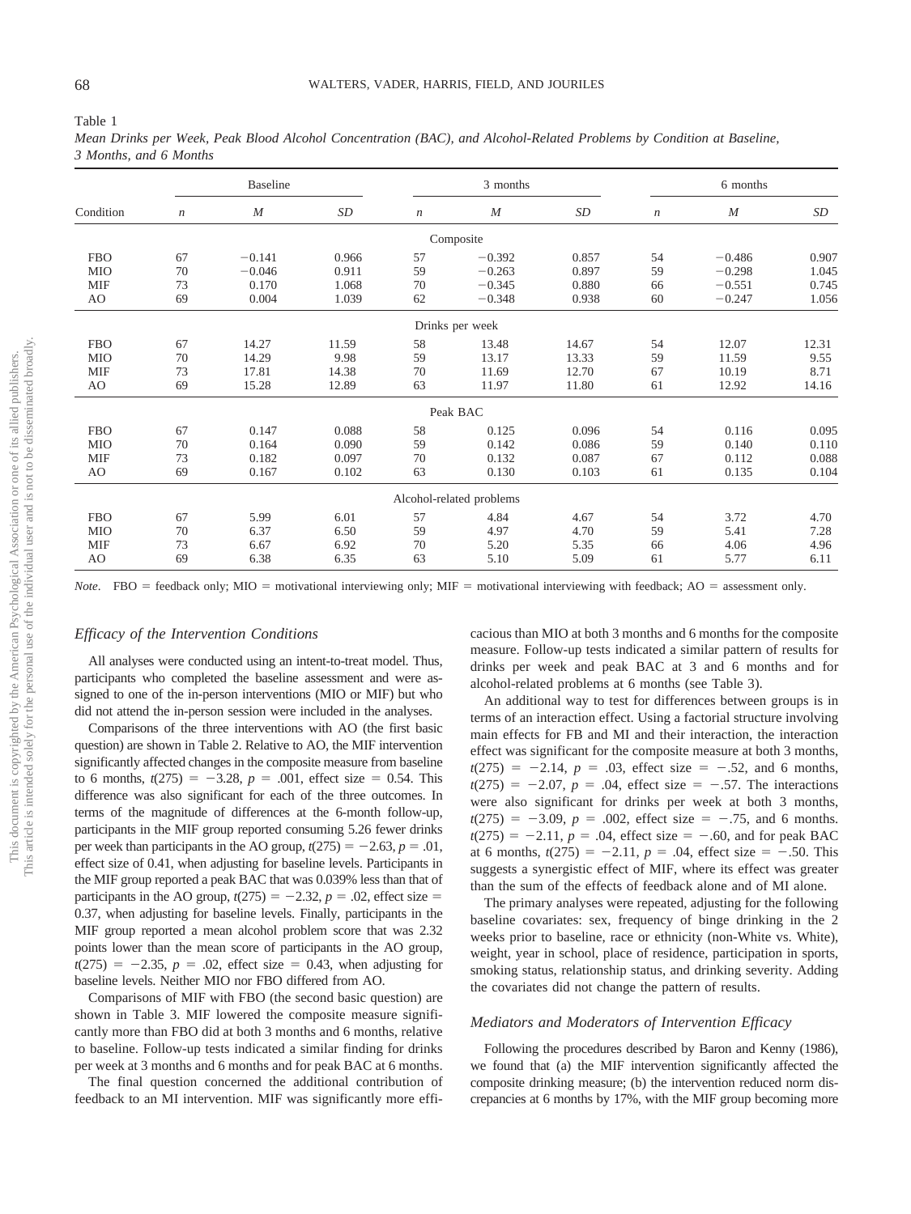Table 1

*Mean Drinks per Week, Peak Blood Alcohol Concentration (BAC), and Alcohol-Related Problems by Condition at Baseline, 3 Months, and 6 Months*

| Condition | Baseline | | | 3 months | | | 6 months | | |
|---|---|---|---|---|---|---|---|---|---|
| | *n* | *M* | *SD* | *n* | *M* | *SD* | *n* | *M* | *SD* |
| | | | | Composite | | | | | |
| FBO | 67 | −0.141 | 0.966 | 57 | −0.392 | 0.857 | 54 | −0.486 | 0.907 |
| MIO | 70 | −0.046 | 0.911 | 59 | −0.263 | 0.897 | 59 | −0.298 | 1.045 |
| MIF | 73 | 0.170 | 1.068 | 70 | −0.345 | 0.880 | 66 | −0.551 | 0.745 |
| AO | 69 | 0.004 | 1.039 | 62 | −0.348 | 0.938 | 60 | −0.247 | 1.056 |
| | | | | Drinks per week | | | | | |
| FBO | 67 | 14.27 | 11.59 | 58 | 13.48 | 14.67 | 54 | 12.07 | 12.31 |
| MIO | 70 | 14.29 | 9.98 | 59 | 13.17 | 13.33 | 59 | 11.59 | 9.55 |
| MIF | 73 | 17.81 | 14.38 | 70 | 11.69 | 12.70 | 67 | 10.19 | 8.71 |
| AO | 69 | 15.28 | 12.89 | 63 | 11.97 | 11.80 | 61 | 12.92 | 14.16 |
| | | | | Peak BAC | | | | | |
| FBO | 67 | 0.147 | 0.088 | 58 | 0.125 | 0.096 | 54 | 0.116 | 0.095 |
| MIO | 70 | 0.164 | 0.090 | 59 | 0.142 | 0.086 | 59 | 0.140 | 0.110 |
| MIF | 73 | 0.182 | 0.097 | 70 | 0.132 | 0.087 | 67 | 0.112 | 0.088 |
| AO | 69 | 0.167 | 0.102 | 63 | 0.130 | 0.103 | 61 | 0.135 | 0.104 |
| | | | | Alcohol-related problems | | | | | |
| FBO | 67 | 5.99 | 6.01 | 57 | 4.84 | 4.67 | 54 | 3.72 | 4.70 |
| MIO | 70 | 6.37 | 6.50 | 59 | 4.97 | 4.70 | 59 | 5.41 | 7.28 |
| MIF | 73 | 6.67 | 6.92 | 70 | 5.20 | 5.35 | 66 | 4.06 | 4.96 |
| AO | 69 | 6.38 | 6.35 | 63 | 5.10 | 5.09 | 61 | 5.77 | 6.11 |

*Note*. FBO = feedback only; MIO = motivational interviewing only; MIF = motivational interviewing with feedback; AO = assessment only.

### Efficacy of the Intervention Conditions

All analyses were conducted using an intent-to-treat model. Thus, participants who completed the baseline assessment and were assigned to one of the in-person interventions (MIO or MIF) but who did not attend the in-person session were included in the analyses.

Comparisons of the three interventions with AO (the first basic question) are shown in Table 2. Relative to AO, the MIF intervention significantly affected changes in the composite measure from baseline to 6 months, $t(275) = -3.28$, $p = .001$, effect size = 0.54. This difference was also significant for each of the three outcomes. In terms of the magnitude of differences at the 6-month follow-up, participants in the MIF group reported consuming 5.26 fewer drinks per week than participants in the AO group, $t(275) = -2.63$, $p = .01$, effect size of 0.41, when adjusting for baseline levels. Participants in the MIF group reported a peak BAC that was 0.039% less than that of participants in the AO group, $t(275) = -2.32$, $p = .02$, effect size = 0.37, when adjusting for baseline levels. Finally, participants in the MIF group reported a mean alcohol problem score that was 2.32 points lower than the mean score of participants in the AO group, $t(275) = -2.35$, $p = .02$, effect size = 0.43, when adjusting for baseline levels. Neither MIO nor FBO differed from AO.

Comparisons of MIF with FBO (the second basic question) are shown in Table 3. MIF lowered the composite measure significantly more than FBO did at both 3 months and 6 months, relative to baseline. Follow-up tests indicated a similar finding for drinks per week at 3 months and 6 months and for peak BAC at 6 months.

The final question concerned the additional contribution of feedback to an MI intervention. MIF was significantly more efficacious than MIO at both 3 months and 6 months for the composite measure. Follow-up tests indicated a similar pattern of results for drinks per week and peak BAC at 3 and 6 months and for alcohol-related problems at 6 months (see Table 3).

An additional way to test for differences between groups is in terms of an interaction effect. Using a factorial structure involving main effects for FB and MI and their interaction, the interaction effect was significant for the composite measure at both 3 months, $t(275) = -2.14$, $p = .03$, effect size = −.52, and 6 months, $t(275) = -2.07$, $p = .04$, effect size = −.57. The interactions were also significant for drinks per week at both 3 months, $t(275) = -3.09$, $p = .002$, effect size = −.75, and 6 months. $t(275) = -2.11$, $p = .04$, effect size = −.60, and for peak BAC at 6 months, $t(275) = -2.11$, $p = .04$, effect size = −.50. This suggests a synergistic effect of MIF, where its effect was greater than the sum of the effects of feedback alone and of MI alone.

The primary analyses were repeated, adjusting for the following baseline covariates: sex, frequency of binge drinking in the 2 weeks prior to baseline, race or ethnicity (non-White vs. White), weight, year in school, place of residence, participation in sports, smoking status, relationship status, and drinking severity. Adding the covariates did not change the pattern of results.

### Mediators and Moderators of Intervention Efficacy

Following the procedures described by Baron and Kenny (1986), we found that (a) the MIF intervention significantly affected the composite drinking measure; (b) the intervention reduced norm discrepancies at 6 months by 17%, with the MIF group becoming more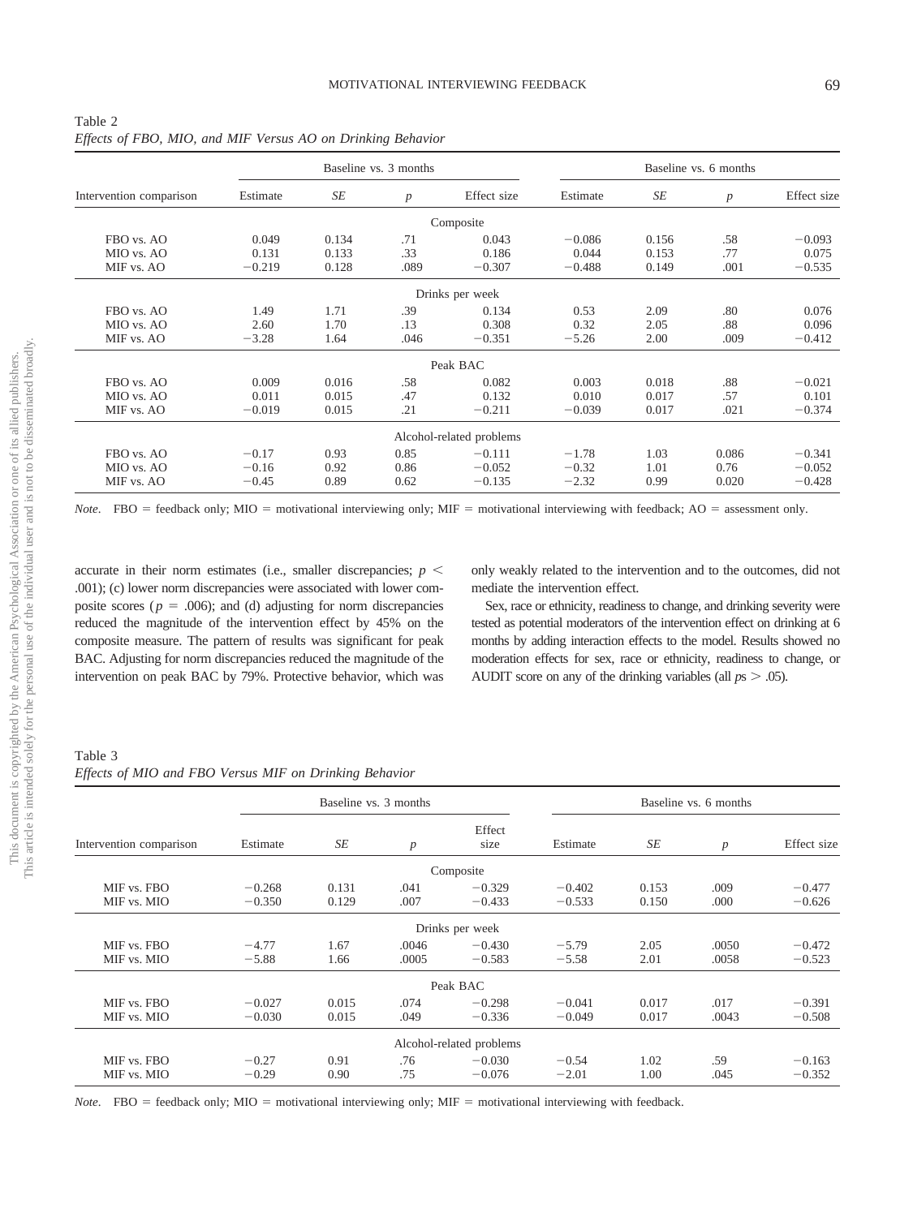Table 2
*Effects of FBO, MIO, and MIF Versus AO on Drinking Behavior*

| Intervention comparison | Baseline vs. 3 months | | | | Baseline vs. 6 months | | | |
|---|---|---|---|---|---|---|---|---|
| | Estimate | *SE* | *p* | Effect size | Estimate | *SE* | *p* | Effect size |
| | | | | Composite | | | | |
| FBO vs. AO | 0.049 | 0.134 | .71 | 0.043 | −0.086 | 0.156 | .58 | −0.093 |
| MIO vs. AO | 0.131 | 0.133 | .33 | 0.186 | 0.044 | 0.153 | .77 | 0.075 |
| MIF vs. AO | −0.219 | 0.128 | .089 | −0.307 | −0.488 | 0.149 | .001 | −0.535 |
| | | | | Drinks per week | | | | |
| FBO vs. AO | 1.49 | 1.71 | .39 | 0.134 | 0.53 | 2.09 | .80 | 0.076 |
| MIO vs. AO | 2.60 | 1.70 | .13 | 0.308 | 0.32 | 2.05 | .88 | 0.096 |
| MIF vs. AO | −3.28 | 1.64 | .046 | −0.351 | −5.26 | 2.00 | .009 | −0.412 |
| | | | | Peak BAC | | | | |
| FBO vs. AO | 0.009 | 0.016 | .58 | 0.082 | 0.003 | 0.018 | .88 | −0.021 |
| MIO vs. AO | 0.011 | 0.015 | .47 | 0.132 | 0.010 | 0.017 | .57 | 0.101 |
| MIF vs. AO | −0.019 | 0.015 | .21 | −0.211 | −0.039 | 0.017 | .021 | −0.374 |
| | | | | Alcohol-related problems | | | | |
| FBO vs. AO | −0.17 | 0.93 | 0.85 | −0.111 | −1.78 | 1.03 | 0.086 | −0.341 |
| MIO vs. AO | −0.16 | 0.92 | 0.86 | −0.052 | −0.32 | 1.01 | 0.76 | −0.052 |
| MIF vs. AO | −0.45 | 0.89 | 0.62 | −0.135 | −2.32 | 0.99 | 0.020 | −0.428 |

*Note*. FBO = feedback only; MIO = motivational interviewing only; MIF = motivational interviewing with feedback; AO = assessment only.

accurate in their norm estimates (i.e., smaller discrepancies; $p < .001$); (c) lower norm discrepancies were associated with lower composite scores ($p = .006$); and (d) adjusting for norm discrepancies reduced the magnitude of the intervention effect by 45% on the composite measure. The pattern of results was significant for peak BAC. Adjusting for norm discrepancies reduced the magnitude of the intervention on peak BAC by 79%. Protective behavior, which was only weakly related to the intervention and to the outcomes, did not mediate the intervention effect.

Sex, race or ethnicity, readiness to change, and drinking severity were tested as potential moderators of the intervention effect on drinking at 6 months by adding interaction effects to the model. Results showed no moderation effects for sex, race or ethnicity, readiness to change, or AUDIT score on any of the drinking variables (all $ps > .05$).

Table 3
*Effects of MIO and FBO Versus MIF on Drinking Behavior*

| Intervention comparison | Baseline vs. 3 months | | | | Baseline vs. 6 months | | | |
|---|---|---|---|---|---|---|---|---|
| | Estimate | *SE* | *p* | Effect size | Estimate | *SE* | *p* | Effect size |
| | | | | Composite | | | | |
| MIF vs. FBO | −0.268 | 0.131 | .041 | −0.329 | −0.402 | 0.153 | .009 | −0.477 |
| MIF vs. MIO | −0.350 | 0.129 | .007 | −0.433 | −0.533 | 0.150 | .000 | −0.626 |
| | | | | Drinks per week | | | | |
| MIF vs. FBO | −4.77 | 1.67 | .0046 | −0.430 | −5.79 | 2.05 | .0050 | −0.472 |
| MIF vs. MIO | −5.88 | 1.66 | .0005 | −0.583 | −5.58 | 2.01 | .0058 | −0.523 |
| | | | | Peak BAC | | | | |
| MIF vs. FBO | −0.027 | 0.015 | .074 | −0.298 | −0.041 | 0.017 | .017 | −0.391 |
| MIF vs. MIO | −0.030 | 0.015 | .049 | −0.336 | −0.049 | 0.017 | .0043 | −0.508 |
| | | | | Alcohol-related problems | | | | |
| MIF vs. FBO | −0.27 | 0.91 | .76 | −0.030 | −0.54 | 1.02 | .59 | −0.163 |
| MIF vs. MIO | −0.29 | 0.90 | .75 | −0.076 | −2.01 | 1.00 | .045 | −0.352 |

*Note*. FBO = feedback only; MIO = motivational interviewing only; MIF = motivational interviewing with feedback.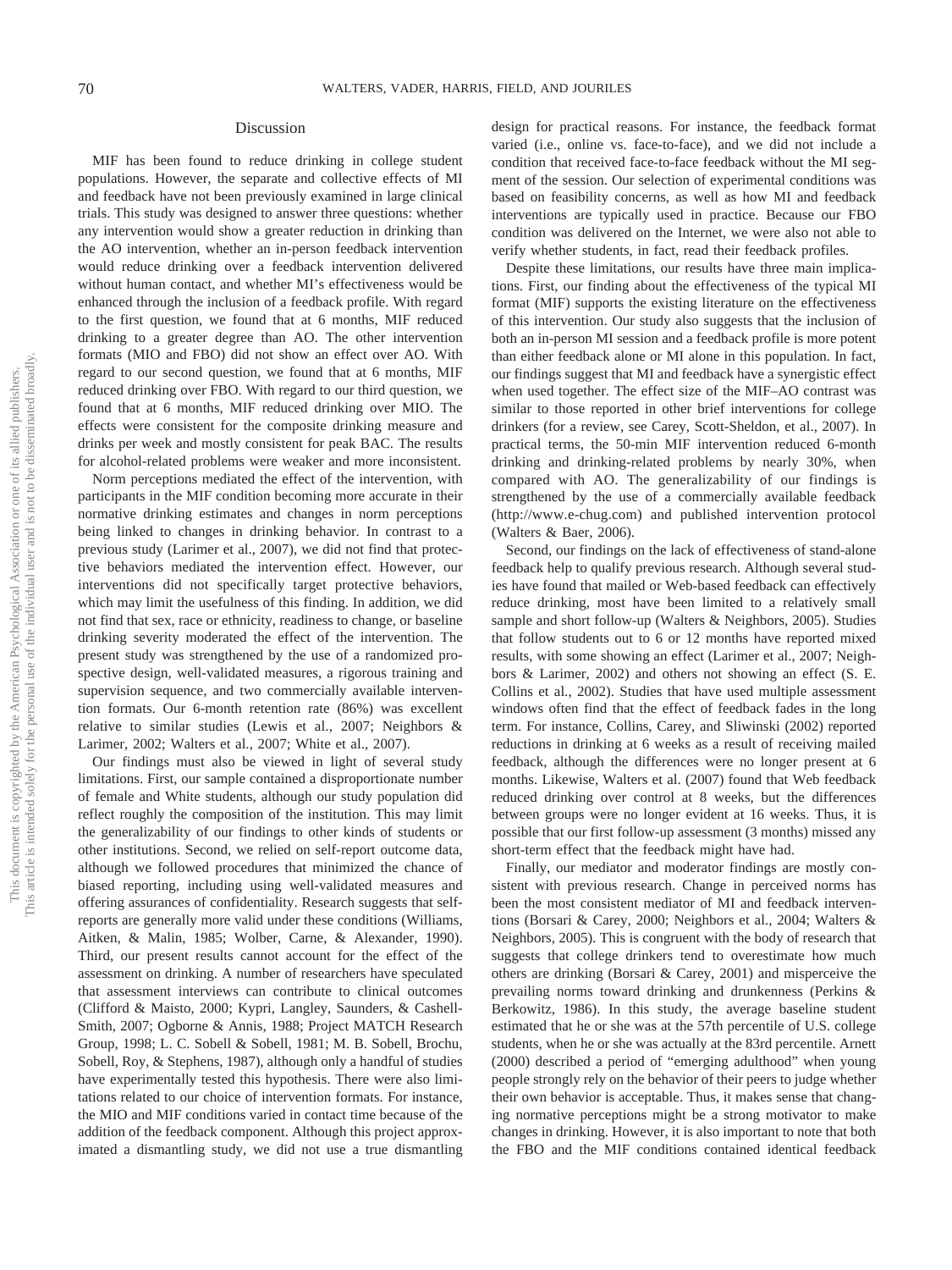## Discussion

MIF has been found to reduce drinking in college student populations. However, the separate and collective effects of MI and feedback have not been previously examined in large clinical trials. This study was designed to answer three questions: whether any intervention would show a greater reduction in drinking than the AO intervention, whether an in-person feedback intervention would reduce drinking over a feedback intervention delivered without human contact, and whether MI's effectiveness would be enhanced through the inclusion of a feedback profile. With regard to the first question, we found that at 6 months, MIF reduced drinking to a greater degree than AO. The other intervention formats (MIO and FBO) did not show an effect over AO. With regard to our second question, we found that at 6 months, MIF reduced drinking over FBO. With regard to our third question, we found that at 6 months, MIF reduced drinking over MIO. The effects were consistent for the composite drinking measure and drinks per week and mostly consistent for peak BAC. The results for alcohol-related problems were weaker and more inconsistent.

Norm perceptions mediated the effect of the intervention, with participants in the MIF condition becoming more accurate in their normative drinking estimates and changes in norm perceptions being linked to changes in drinking behavior. In contrast to a previous study (Larimer et al., 2007), we did not find that protective behaviors mediated the intervention effect. However, our interventions did not specifically target protective behaviors, which may limit the usefulness of this finding. In addition, we did not find that sex, race or ethnicity, readiness to change, or baseline drinking severity moderated the effect of the intervention. The present study was strengthened by the use of a randomized prospective design, well-validated measures, a rigorous training and supervision sequence, and two commercially available intervention formats. Our 6-month retention rate (86%) was excellent relative to similar studies (Lewis et al., 2007; Neighbors & Larimer, 2002; Walters et al., 2007; White et al., 2007).

Our findings must also be viewed in light of several study limitations. First, our sample contained a disproportionate number of female and White students, although our study population did reflect roughly the composition of the institution. This may limit the generalizability of our findings to other kinds of students or other institutions. Second, we relied on self-report outcome data, although we followed procedures that minimized the chance of biased reporting, including using well-validated measures and offering assurances of confidentiality. Research suggests that self-reports are generally more valid under these conditions (Williams, Aitken, & Malin, 1985; Wolber, Carne, & Alexander, 1990). Third, our present results cannot account for the effect of the assessment on drinking. A number of researchers have speculated that assessment interviews can contribute to clinical outcomes (Clifford & Maisto, 2000; Kypri, Langley, Saunders, & Cashell-Smith, 2007; Ogborne & Annis, 1988; Project MATCH Research Group, 1998; L. C. Sobell & Sobell, 1981; M. B. Sobell, Brochu, Sobell, Roy, & Stephens, 1987), although only a handful of studies have experimentally tested this hypothesis. There were also limitations related to our choice of intervention formats. For instance, the MIO and MIF conditions varied in contact time because of the addition of the feedback component. Although this project approximated a dismantling study, we did not use a true dismantling design for practical reasons. For instance, the feedback format varied (i.e., online vs. face-to-face), and we did not include a condition that received face-to-face feedback without the MI segment of the session. Our selection of experimental conditions was based on feasibility concerns, as well as how MI and feedback interventions are typically used in practice. Because our FBO condition was delivered on the Internet, we were also not able to verify whether students, in fact, read their feedback profiles.

Despite these limitations, our results have three main implications. First, our finding about the effectiveness of the typical MI format (MIF) supports the existing literature on the effectiveness of this intervention. Our study also suggests that the inclusion of both an in-person MI session and a feedback profile is more potent than either feedback alone or MI alone in this population. In fact, our findings suggest that MI and feedback have a synergistic effect when used together. The effect size of the MIF–AO contrast was similar to those reported in other brief interventions for college drinkers (for a review, see Carey, Scott-Sheldon, et al., 2007). In practical terms, the 50-min MIF intervention reduced 6-month drinking and drinking-related problems by nearly 30%, when compared with AO. The generalizability of our findings is strengthened by the use of a commercially available feedback (http://www.e-chug.com) and published intervention protocol (Walters & Baer, 2006).

Second, our findings on the lack of effectiveness of stand-alone feedback help to qualify previous research. Although several studies have found that mailed or Web-based feedback can effectively reduce drinking, most have been limited to a relatively small sample and short follow-up (Walters & Neighbors, 2005). Studies that follow students out to 6 or 12 months have reported mixed results, with some showing an effect (Larimer et al., 2007; Neighbors & Larimer, 2002) and others not showing an effect (S. E. Collins et al., 2002). Studies that have used multiple assessment windows often find that the effect of feedback fades in the long term. For instance, Collins, Carey, and Sliwinski (2002) reported reductions in drinking at 6 weeks as a result of receiving mailed feedback, although the differences were no longer present at 6 months. Likewise, Walters et al. (2007) found that Web feedback reduced drinking over control at 8 weeks, but the differences between groups were no longer evident at 16 weeks. Thus, it is possible that our first follow-up assessment (3 months) missed any short-term effect that the feedback might have had.

Finally, our mediator and moderator findings are mostly consistent with previous research. Change in perceived norms has been the most consistent mediator of MI and feedback interventions (Borsari & Carey, 2000; Neighbors et al., 2004; Walters & Neighbors, 2005). This is congruent with the body of research that suggests that college drinkers tend to overestimate how much others are drinking (Borsari & Carey, 2001) and misperceive the prevailing norms toward drinking and drunkenness (Perkins & Berkowitz, 1986). In this study, the average baseline student estimated that he or she was at the 57th percentile of U.S. college students, when he or she was actually at the 83rd percentile. Arnett (2000) described a period of "emerging adulthood" when young people strongly rely on the behavior of their peers to judge whether their own behavior is acceptable. Thus, it makes sense that changing normative perceptions might be a strong motivator to make changes in drinking. However, it is also important to note that both the FBO and the MIF conditions contained identical feedback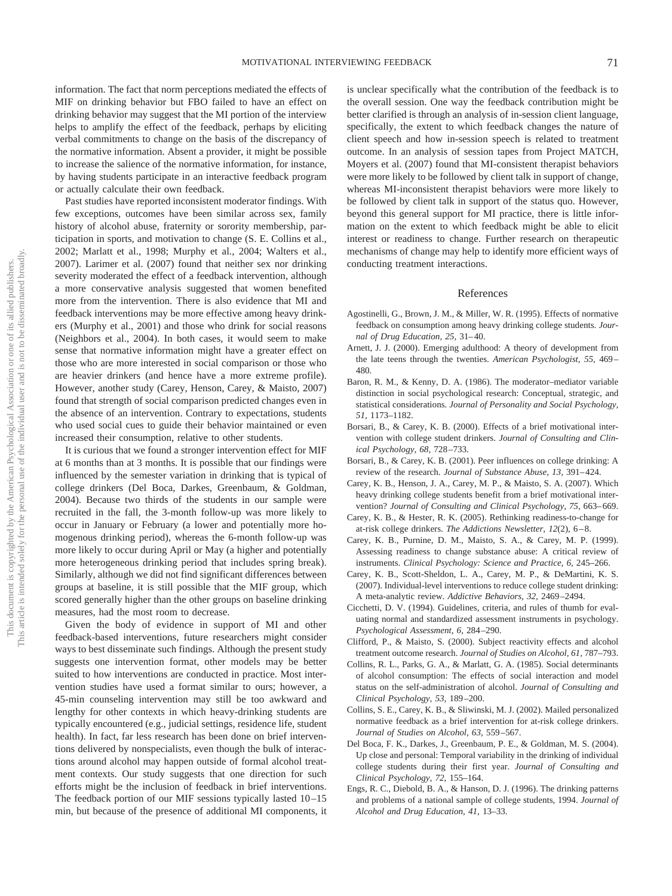information. The fact that norm perceptions mediated the effects of MIF on drinking behavior but FBO failed to have an effect on drinking behavior may suggest that the MI portion of the interview helps to amplify the effect of the feedback, perhaps by eliciting verbal commitments to change on the basis of the discrepancy of the normative information. Absent a provider, it might be possible to increase the salience of the normative information, for instance, by having students participate in an interactive feedback program or actually calculate their own feedback.

Past studies have reported inconsistent moderator findings. With few exceptions, outcomes have been similar across sex, family history of alcohol abuse, fraternity or sorority membership, participation in sports, and motivation to change (S. E. Collins et al., 2002; Marlatt et al., 1998; Murphy et al., 2004; Walters et al., 2007). Larimer et al. (2007) found that neither sex nor drinking severity moderated the effect of a feedback intervention, although a more conservative analysis suggested that women benefited more from the intervention. There is also evidence that MI and feedback interventions may be more effective among heavy drinkers (Murphy et al., 2001) and those who drink for social reasons (Neighbors et al., 2004). In both cases, it would seem to make sense that normative information might have a greater effect on those who are more interested in social comparison or those who are heavier drinkers (and hence have a more extreme profile). However, another study (Carey, Henson, Carey, & Maisto, 2007) found that strength of social comparison predicted changes even in the absence of an intervention. Contrary to expectations, students who used social cues to guide their behavior maintained or even increased their consumption, relative to other students.

It is curious that we found a stronger intervention effect for MIF at 6 months than at 3 months. It is possible that our findings were influenced by the semester variation in drinking that is typical of college drinkers (Del Boca, Darkes, Greenbaum, & Goldman, 2004). Because two thirds of the students in our sample were recruited in the fall, the 3-month follow-up was more likely to occur in January or February (a lower and potentially more homogenous drinking period), whereas the 6-month follow-up was more likely to occur during April or May (a higher and potentially more heterogeneous drinking period that includes spring break). Similarly, although we did not find significant differences between groups at baseline, it is still possible that the MIF group, which scored generally higher than the other groups on baseline drinking measures, had the most room to decrease.

Given the body of evidence in support of MI and other feedback-based interventions, future researchers might consider ways to best disseminate such findings. Although the present study suggests one intervention format, other models may be better suited to how interventions are conducted in practice. Most intervention studies have used a format similar to ours; however, a 45-min counseling intervention may still be too awkward and lengthy for other contexts in which heavy-drinking students are typically encountered (e.g., judicial settings, residence life, student health). In fact, far less research has been done on brief interventions delivered by nonspecialists, even though the bulk of interactions around alcohol may happen outside of formal alcohol treatment contexts. Our study suggests that one direction for such efforts might be the inclusion of feedback in brief interventions. The feedback portion of our MIF sessions typically lasted 10–15 min, but because of the presence of additional MI components, it is unclear specifically what the contribution of the feedback is to the overall session. One way the feedback contribution might be better clarified is through an analysis of in-session client language, specifically, the extent to which feedback changes the nature of client speech and how in-session speech is related to treatment outcome. In an analysis of session tapes from Project MATCH, Moyers et al. (2007) found that MI-consistent therapist behaviors were more likely to be followed by client talk in support of change, whereas MI-inconsistent therapist behaviors were more likely to be followed by client talk in support of the status quo. However, beyond this general support for MI practice, there is little information on the extent to which feedback might be able to elicit interest or readiness to change. Further research on therapeutic mechanisms of change may help to identify more efficient ways of conducting treatment interactions.

## References

Agostinelli, G., Brown, J. M., & Miller, W. R. (1995). Effects of normative feedback on consumption among heavy drinking college students. *Journal of Drug Education, 25,* 31–40.

Arnett, J. J. (2000). Emerging adulthood: A theory of development from the late teens through the twenties. *American Psychologist, 55,* 469–480.

Baron, R. M., & Kenny, D. A. (1986). The moderator–mediator variable distinction in social psychological research: Conceptual, strategic, and statistical considerations. *Journal of Personality and Social Psychology, 51,* 1173–1182.

Borsari, B., & Carey, K. B. (2000). Effects of a brief motivational intervention with college student drinkers. *Journal of Consulting and Clinical Psychology, 68,* 728–733.

Borsari, B., & Carey, K. B. (2001). Peer influences on college drinking: A review of the research. *Journal of Substance Abuse, 13,* 391–424.

Carey, K. B., Henson, J. A., Carey, M. P., & Maisto, S. A. (2007). Which heavy drinking college students benefit from a brief motivational intervention? *Journal of Consulting and Clinical Psychology, 75,* 663–669.

Carey, K. B., & Hester, R. K. (2005). Rethinking readiness-to-change for at-risk college drinkers. *The Addictions Newsletter, 12*(2), 6–8.

Carey, K. B., Purnine, D. M., Maisto, S. A., & Carey, M. P. (1999). Assessing readiness to change substance abuse: A critical review of instruments. *Clinical Psychology: Science and Practice, 6,* 245–266.

Carey, K. B., Scott-Sheldon, L. A., Carey, M. P., & DeMartini, K. S. (2007). Individual-level interventions to reduce college student drinking: A meta-analytic review. *Addictive Behaviors, 32,* 2469–2494.

Cicchetti, D. V. (1994). Guidelines, criteria, and rules of thumb for evaluating normal and standardized assessment instruments in psychology. *Psychological Assessment, 6,* 284–290.

Clifford, P., & Maisto, S. (2000). Subject reactivity effects and alcohol treatment outcome research. *Journal of Studies on Alcohol, 61,* 787–793.

Collins, R. L., Parks, G. A., & Marlatt, G. A. (1985). Social determinants of alcohol consumption: The effects of social interaction and model status on the self-administration of alcohol. *Journal of Consulting and Clinical Psychology, 53,* 189–200.

Collins, S. E., Carey, K. B., & Sliwinski, M. J. (2002). Mailed personalized normative feedback as a brief intervention for at-risk college drinkers. *Journal of Studies on Alcohol, 63,* 559–567.

Del Boca, F. K., Darkes, J., Greenbaum, P. E., & Goldman, M. S. (2004). Up close and personal: Temporal variability in the drinking of individual college students during their first year. *Journal of Consulting and Clinical Psychology, 72,* 155–164.

Engs, R. C., Diebold, B. A., & Hanson, D. J. (1996). The drinking patterns and problems of a national sample of college students, 1994. *Journal of Alcohol and Drug Education, 41,* 13–33.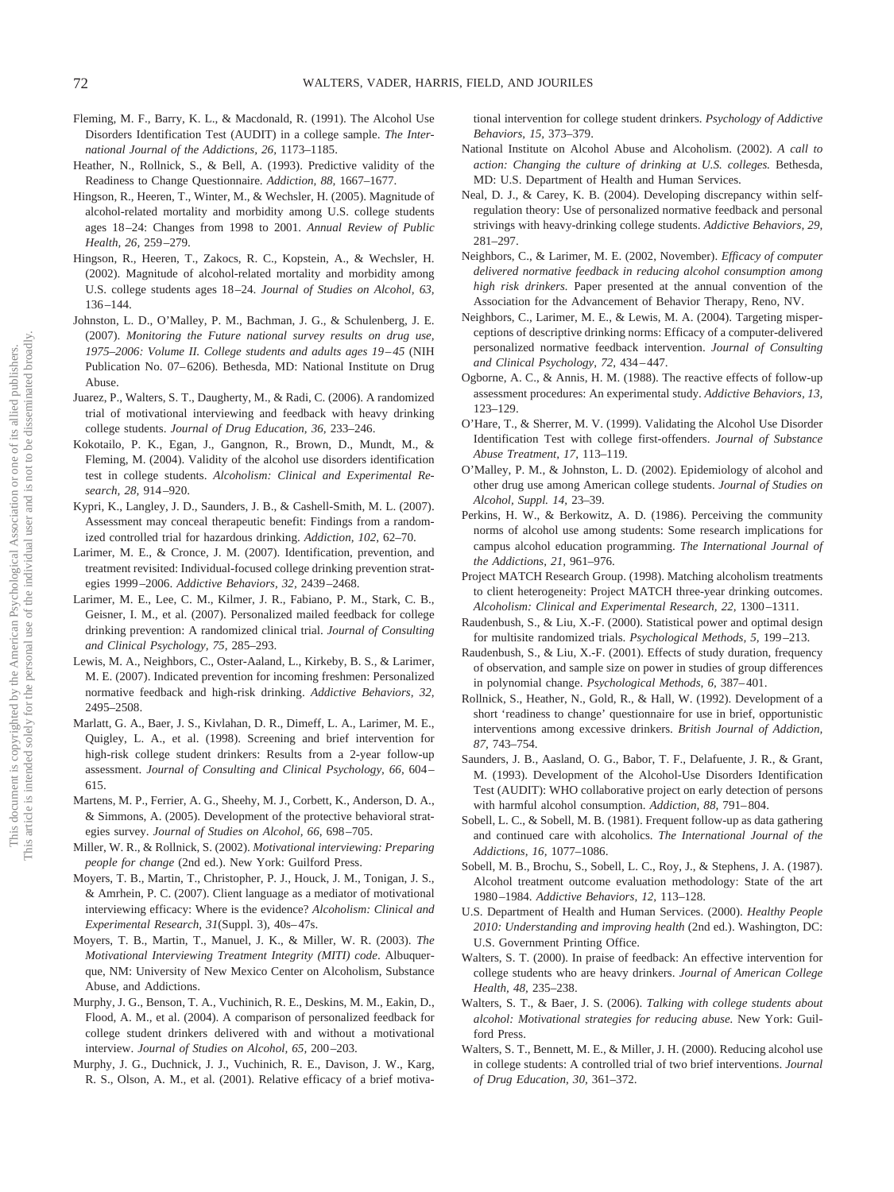Fleming, M. F., Barry, K. L., & Macdonald, R. (1991). The Alcohol Use Disorders Identification Test (AUDIT) in a college sample. *The International Journal of the Addictions, 26,* 1173–1185.

Heather, N., Rollnick, S., & Bell, A. (1993). Predictive validity of the Readiness to Change Questionnaire. *Addiction, 88,* 1667–1677.

Hingson, R., Heeren, T., Winter, M., & Wechsler, H. (2005). Magnitude of alcohol-related mortality and morbidity among U.S. college students ages 18–24: Changes from 1998 to 2001. *Annual Review of Public Health, 26,* 259–279.

Hingson, R., Heeren, T., Zakocs, R. C., Kopstein, A., & Wechsler, H. (2002). Magnitude of alcohol-related mortality and morbidity among U.S. college students ages 18–24. *Journal of Studies on Alcohol, 63,* 136–144.

Johnston, L. D., O'Malley, P. M., Bachman, J. G., & Schulenberg, J. E. (2007). *Monitoring the Future national survey results on drug use, 1975–2006: Volume II. College students and adults ages 19–45* (NIH Publication No. 07–6206). Bethesda, MD: National Institute on Drug Abuse.

Juarez, P., Walters, S. T., Daugherty, M., & Radi, C. (2006). A randomized trial of motivational interviewing and feedback with heavy drinking college students. *Journal of Drug Education, 36,* 233–246.

Kokotailo, P. K., Egan, J., Gangnon, R., Brown, D., Mundt, M., & Fleming, M. (2004). Validity of the alcohol use disorders identification test in college students. *Alcoholism: Clinical and Experimental Research, 28,* 914–920.

Kypri, K., Langley, J. D., Saunders, J. B., & Cashell-Smith, M. L. (2007). Assessment may conceal therapeutic benefit: Findings from a randomized controlled trial for hazardous drinking. *Addiction, 102,* 62–70.

Larimer, M. E., & Cronce, J. M. (2007). Identification, prevention, and treatment revisited: Individual-focused college drinking prevention strategies 1999–2006. *Addictive Behaviors, 32,* 2439–2468.

Larimer, M. E., Lee, C. M., Kilmer, J. R., Fabiano, P. M., Stark, C. B., Geisner, I. M., et al. (2007). Personalized mailed feedback for college drinking prevention: A randomized clinical trial. *Journal of Consulting and Clinical Psychology, 75,* 285–293.

Lewis, M. A., Neighbors, C., Oster-Aaland, L., Kirkeby, B. S., & Larimer, M. E. (2007). Indicated prevention for incoming freshmen: Personalized normative feedback and high-risk drinking. *Addictive Behaviors, 32,* 2495–2508.

Marlatt, G. A., Baer, J. S., Kivlahan, D. R., Dimeff, L. A., Larimer, M. E., Quigley, L. A., et al. (1998). Screening and brief intervention for high-risk college student drinkers: Results from a 2-year follow-up assessment. *Journal of Consulting and Clinical Psychology, 66,* 604–615.

Martens, M. P., Ferrier, A. G., Sheehy, M. J., Corbett, K., Anderson, D. A., & Simmons, A. (2005). Development of the protective behavioral strategies survey. *Journal of Studies on Alcohol, 66,* 698–705.

Miller, W. R., & Rollnick, S. (2002). *Motivational interviewing: Preparing people for change* (2nd ed.). New York: Guilford Press.

Moyers, T. B., Martin, T., Christopher, P. J., Houck, J. M., Tonigan, J. S., & Amrhein, P. C. (2007). Client language as a mediator of motivational interviewing efficacy: Where is the evidence? *Alcoholism: Clinical and Experimental Research, 31*(Suppl. 3), 40s–47s.

Moyers, T. B., Martin, T., Manuel, J. K., & Miller, W. R. (2003). *The Motivational Interviewing Treatment Integrity (MITI) code.* Albuquerque, NM: University of New Mexico Center on Alcoholism, Substance Abuse, and Addictions.

Murphy, J. G., Benson, T. A., Vuchinich, R. E., Deskins, M. M., Eakin, D., Flood, A. M., et al. (2004). A comparison of personalized feedback for college student drinkers delivered with and without a motivational interview. *Journal of Studies on Alcohol, 65,* 200–203.

Murphy, J. G., Duchnick, J. J., Vuchinich, R. E., Davison, J. W., Karg, R. S., Olson, A. M., et al. (2001). Relative efficacy of a brief motivational intervention for college student drinkers. *Psychology of Addictive Behaviors, 15,* 373–379.

National Institute on Alcohol Abuse and Alcoholism. (2002). *A call to action: Changing the culture of drinking at U.S. colleges.* Bethesda, MD: U.S. Department of Health and Human Services.

Neal, D. J., & Carey, K. B. (2004). Developing discrepancy within self-regulation theory: Use of personalized normative feedback and personal strivings with heavy-drinking college students. *Addictive Behaviors, 29,* 281–297.

Neighbors, C., & Larimer, M. E. (2002, November). *Efficacy of computer delivered normative feedback in reducing alcohol consumption among high risk drinkers.* Paper presented at the annual convention of the Association for the Advancement of Behavior Therapy, Reno, NV.

Neighbors, C., Larimer, M. E., & Lewis, M. A. (2004). Targeting misperceptions of descriptive drinking norms: Efficacy of a computer-delivered personalized normative feedback intervention. *Journal of Consulting and Clinical Psychology, 72,* 434–447.

Ogborne, A. C., & Annis, H. M. (1988). The reactive effects of follow-up assessment procedures: An experimental study. *Addictive Behaviors, 13,* 123–129.

O'Hare, T., & Sherrer, M. V. (1999). Validating the Alcohol Use Disorder Identification Test with college first-offenders. *Journal of Substance Abuse Treatment, 17,* 113–119.

O'Malley, P. M., & Johnston, L. D. (2002). Epidemiology of alcohol and other drug use among American college students. *Journal of Studies on Alcohol, Suppl. 14,* 23–39.

Perkins, H. W., & Berkowitz, A. D. (1986). Perceiving the community norms of alcohol use among students: Some research implications for campus alcohol education programming. *The International Journal of the Addictions, 21,* 961–976.

Project MATCH Research Group. (1998). Matching alcoholism treatments to client heterogeneity: Project MATCH three-year drinking outcomes. *Alcoholism: Clinical and Experimental Research, 22,* 1300–1311.

Raudenbush, S., & Liu, X.-F. (2000). Statistical power and optimal design for multisite randomized trials. *Psychological Methods, 5,* 199–213.

Raudenbush, S., & Liu, X.-F. (2001). Effects of study duration, frequency of observation, and sample size on power in studies of group differences in polynomial change. *Psychological Methods, 6,* 387–401.

Rollnick, S., Heather, N., Gold, R., & Hall, W. (1992). Development of a short 'readiness to change' questionnaire for use in brief, opportunistic interventions among excessive drinkers. *British Journal of Addiction, 87,* 743–754.

Saunders, J. B., Aasland, O. G., Babor, T. F., Delafuente, J. R., & Grant, M. (1993). Development of the Alcohol-Use Disorders Identification Test (AUDIT): WHO collaborative project on early detection of persons with harmful alcohol consumption. *Addiction, 88,* 791–804.

Sobell, L. C., & Sobell, M. B. (1981). Frequent follow-up as data gathering and continued care with alcoholics. *The International Journal of the Addictions, 16,* 1077–1086.

Sobell, M. B., Brochu, S., Sobell, L. C., Roy, J., & Stephens, J. A. (1987). Alcohol treatment outcome evaluation methodology: State of the art 1980–1984. *Addictive Behaviors, 12,* 113–128.

U.S. Department of Health and Human Services. (2000). *Healthy People 2010: Understanding and improving health* (2nd ed.). Washington, DC: U.S. Government Printing Office.

Walters, S. T. (2000). In praise of feedback: An effective intervention for college students who are heavy drinkers. *Journal of American College Health, 48,* 235–238.

Walters, S. T., & Baer, J. S. (2006). *Talking with college students about alcohol: Motivational strategies for reducing abuse.* New York: Guilford Press.

Walters, S. T., Bennett, M. E., & Miller, J. H. (2000). Reducing alcohol use in college students: A controlled trial of two brief interventions. *Journal of Drug Education, 30,* 361–372.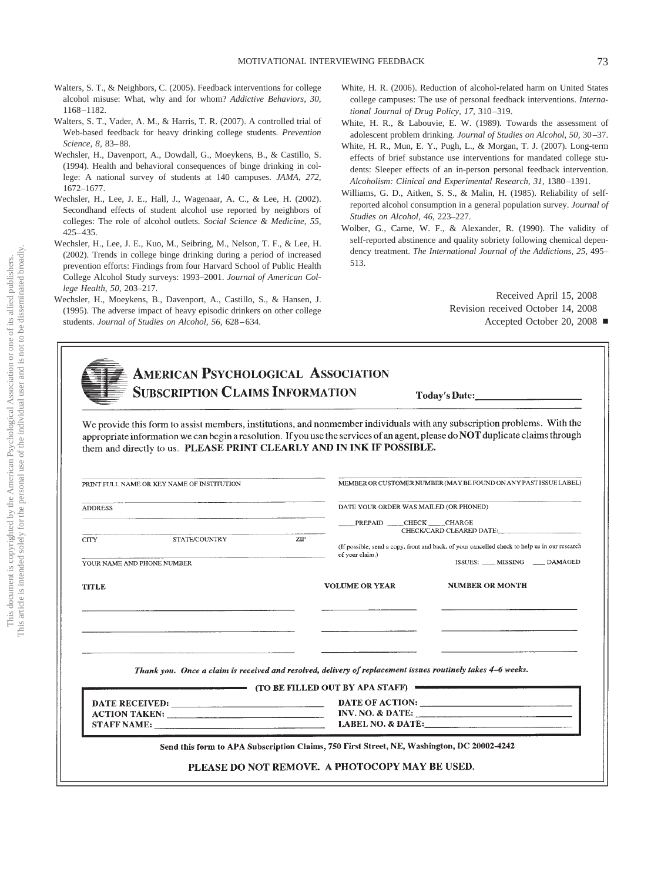Walters, S. T., & Neighbors, C. (2005). Feedback interventions for college alcohol misuse: What, why and for whom? *Addictive Behaviors, 30,* 1168–1182.

Walters, S. T., Vader, A. M., & Harris, T. R. (2007). A controlled trial of Web-based feedback for heavy drinking college students. *Prevention Science, 8,* 83–88.

Wechsler, H., Davenport, A., Dowdall, G., Moeykens, B., & Castillo, S. (1994). Health and behavioral consequences of binge drinking in college: A national survey of students at 140 campuses. *JAMA, 272,* 1672–1677.

Wechsler, H., Lee, J. E., Hall, J., Wagenaar, A. C., & Lee, H. (2002). Secondhand effects of student alcohol use reported by neighbors of colleges: The role of alcohol outlets. *Social Science & Medicine, 55,* 425–435.

Wechsler, H., Lee, J. E., Kuo, M., Seibring, M., Nelson, T. F., & Lee, H. (2002). Trends in college binge drinking during a period of increased prevention efforts: Findings from four Harvard School of Public Health College Alcohol Study surveys: 1993–2001. *Journal of American College Health, 50,* 203–217.

Wechsler, H., Moeykens, B., Davenport, A., Castillo, S., & Hansen, J. (1995). The adverse impact of heavy episodic drinkers on other college students. *Journal of Studies on Alcohol, 56,* 628–634.

White, H. R. (2006). Reduction of alcohol-related harm on United States college campuses: The use of personal feedback interventions. *International Journal of Drug Policy, 17,* 310–319.

White, H. R., & Labouvie, E. W. (1989). Towards the assessment of adolescent problem drinking. *Journal of Studies on Alcohol, 50,* 30–37.

White, H. R., Mun, E. Y., Pugh, L., & Morgan, T. J. (2007). Long-term effects of brief substance use interventions for mandated college students: Sleeper effects of an in-person personal feedback intervention. *Alcoholism: Clinical and Experimental Research, 31,* 1380–1391.

Williams, G. D., Aitken, S. S., & Malin, H. (1985). Reliability of self-reported alcohol consumption in a general population survey. *Journal of Studies on Alcohol, 46,* 223–227.

Wolber, G., Carne, W. F., & Alexander, R. (1990). The validity of self-reported abstinence and quality sobriety following chemical dependency treatment. *The International Journal of the Addictions, 25,* 495–513.

Received April 15, 2008
Revision received October 14, 2008
Accepted October 20, 2008 ■

## AMERICAN PSYCHOLOGICAL ASSOCIATION SUBSCRIPTION CLAIMS INFORMATION

**Today's Date:** ____________________

We provide this form to assist members, institutions, and nonmember individuals with any subscription problems. With the appropriate information we can begin a resolution. If you use the services of an agent, please do **NOT** duplicate claims through them and directly to us. **PLEASE PRINT CLEARLY AND IN INK IF POSSIBLE.**

PRINT FULL NAME OR KEY NAME OF INSTITUTION ____________________

MEMBER OR CUSTOMER NUMBER (MAY BE FOUND ON ANY PAST ISSUE LABEL) ____________________

ADDRESS ____________________

DATE YOUR ORDER WAS MAILED (OR PHONED) ____________________

____ PREPAID ____ CHECK ____ CHARGE
CHECK/CARD CLEARED DATE: ____________________

CITY ____________ STATE/COUNTRY ____________ ZIP ____________

(If possible, send a copy, front and back, of your cancelled check to help us in our research of your claim.)

YOUR NAME AND PHONE NUMBER ____________________

ISSUES: ____ MISSING ____ DAMAGED

| TITLE | VOLUME OR YEAR | NUMBER OR MONTH |
| --- | --- | --- |
| | | |
| | | |
| | | |

*Thank you. Once a claim is received and resolved, delivery of replacement issues routinely takes 4–6 weeks.*

**(TO BE FILLED OUT BY APA STAFF)**

**DATE RECEIVED:** ____________________
**ACTION TAKEN:** ____________________
**STAFF NAME:** ____________________
**DATE OF ACTION:** ____________________
**INV. NO. & DATE:** ____________________
**LABEL NO. & DATE:** ____________________

**Send this form to APA Subscription Claims, 750 First Street, NE, Washington, DC 20002-4242**

**PLEASE DO NOT REMOVE. A PHOTOCOPY MAY BE USED.**